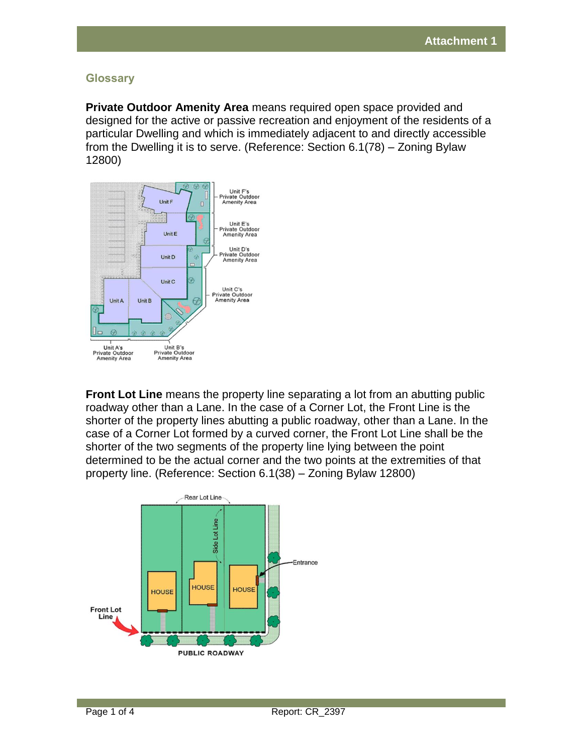## Glossary

**Private Outdoor Amenity Area** means required open space provided and designed for the active or passive recreation and enjoyment of the residents of a particular Dwelling and which is immediately adjacent to and directly accessible from the Dwelling it is to serve. (Reference: Section 6.1(78) – Zoning Bylaw 12800)

**Front Lot Line** means the property line separating a lot from an abutting public roadway other than a Lane. In the case of a Corner Lot, the Front Line is the shorter of the property lines abutting a public roadway, other than a Lane. In the case of a Corner Lot formed by a curved corner, the Front Lot Line shall be the shorter of the two segments of the property line lying between the point determined to be the actual corner and the two points at the extremities of that property line. (Reference: Section 6.1(38) – Zoning Bylaw 12800)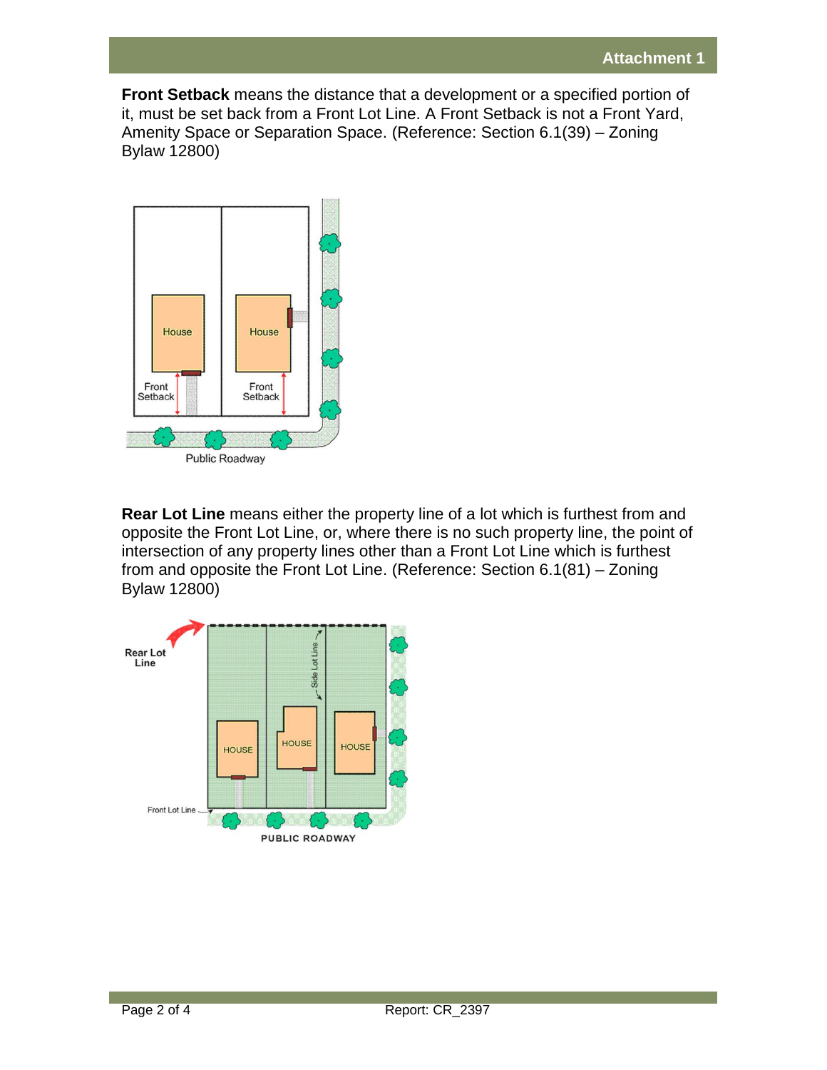**Front Setback** means the distance that a development or a specified portion of it, must be set back from a Front Lot Line. A Front Setback is not a Front Yard, Amenity Space or Separation Space. (Reference: Section 6.1(39) – Zoning Bylaw 12800)

**Rear Lot Line** means either the property line of a lot which is furthest from and opposite the Front Lot Line, or, where there is no such property line, the point of intersection of any property lines other than a Front Lot Line which is furthest from and opposite the Front Lot Line. (Reference: Section 6.1(81) – Zoning Bylaw 12800)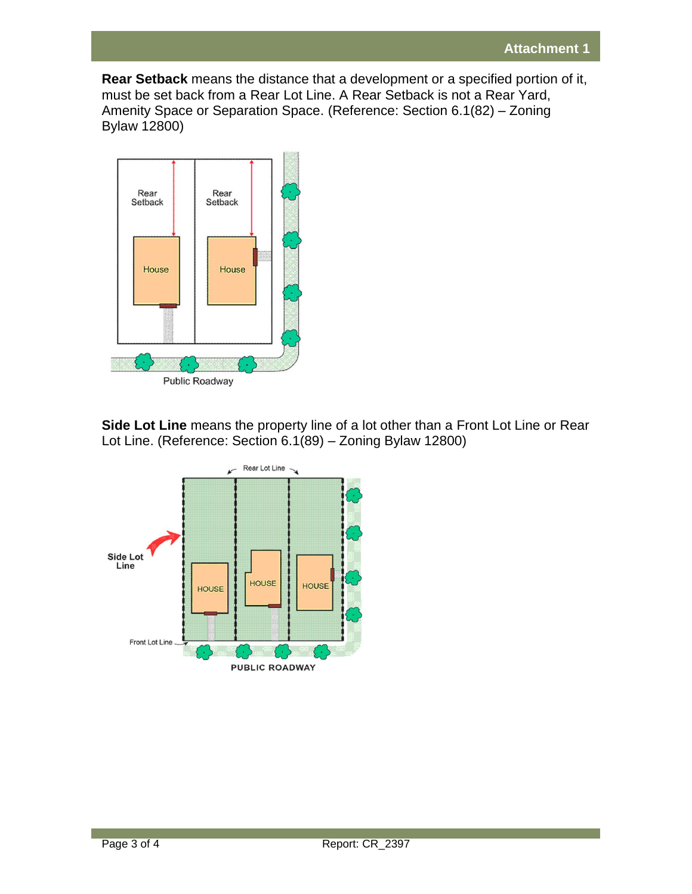**Rear Setback** means the distance that a development or a specified portion of it, must be set back from a Rear Lot Line. A Rear Setback is not a Rear Yard, Amenity Space or Separation Space. (Reference: Section 6.1(82) – Zoning Bylaw 12800)

**Side Lot Line** means the property line of a lot other than a Front Lot Line or Rear Lot Line. (Reference: Section 6.1(89) – Zoning Bylaw 12800)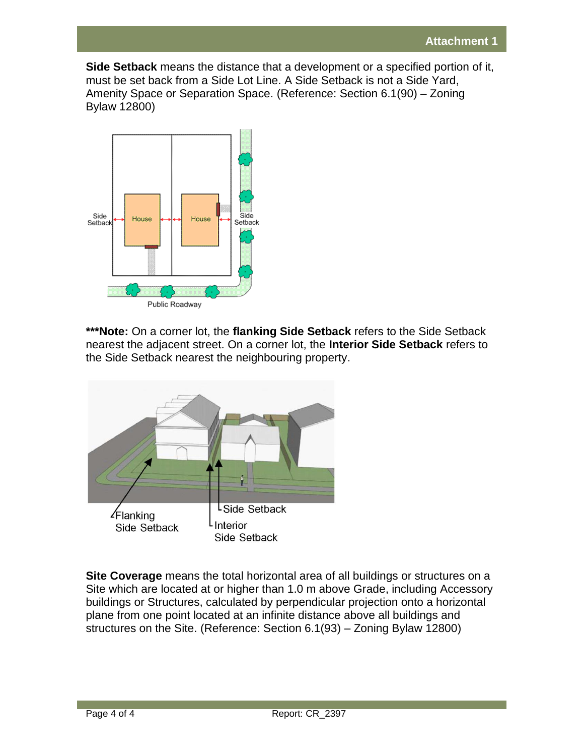**Side Setback** means the distance that a development or a specified portion of it, must be set back from a Side Lot Line. A Side Setback is not a Side Yard, Amenity Space or Separation Space. (Reference: Section 6.1(90) – Zoning Bylaw 12800)

Side Setback
House
House
Side Setback
Public Roadway

*****Note:** On a corner lot, the **flanking Side Setback** refers to the Side Setback nearest the adjacent street. On a corner lot, the **Interior Side Setback** refers to the Side Setback nearest the neighbouring property.

Flanking Side Setback
Side Setback
Interior Side Setback

**Site Coverage** means the total horizontal area of all buildings or structures on a Site which are located at or higher than 1.0 m above Grade, including Accessory buildings or Structures, calculated by perpendicular projection onto a horizontal plane from one point located at an infinite distance above all buildings and structures on the Site. (Reference: Section 6.1(93) – Zoning Bylaw 12800)